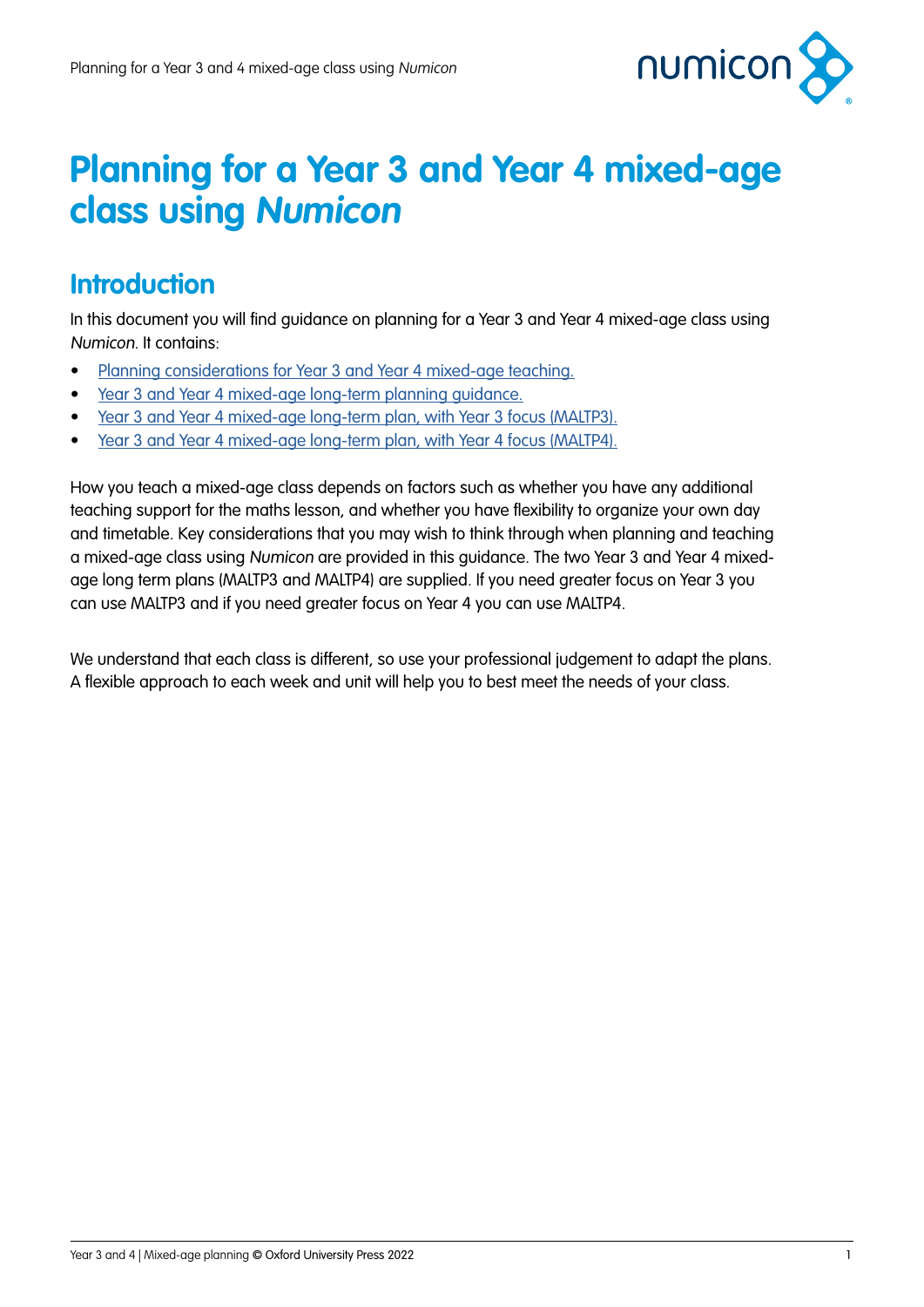# Planning for a Year 3 and Year 4 mixed-age class using *Numicon*

## Introduction

In this document you will find guidance on planning for a Year 3 and Year 4 mixed-age class using *Numicon*. It contains:

- Planning considerations for Year 3 and Year 4 mixed-age teaching.
- Year 3 and Year 4 mixed-age long-term planning guidance.
- Year 3 and Year 4 mixed-age long-term plan, with Year 3 focus (MALTP3).
- Year 3 and Year 4 mixed-age long-term plan, with Year 4 focus (MALTP4).

How you teach a mixed-age class depends on factors such as whether you have any additional teaching support for the maths lesson, and whether you have flexibility to organize your own day and timetable. Key considerations that you may wish to think through when planning and teaching a mixed-age class using *Numicon* are provided in this guidance. The two Year 3 and Year 4 mixed-age long term plans (MALTP3 and MALTP4) are supplied. If you need greater focus on Year 3 you can use MALTP3 and if you need greater focus on Year 4 you can use MALTP4.

We understand that each class is different, so use your professional judgement to adapt the plans. A flexible approach to each week and unit will help you to best meet the needs of your class.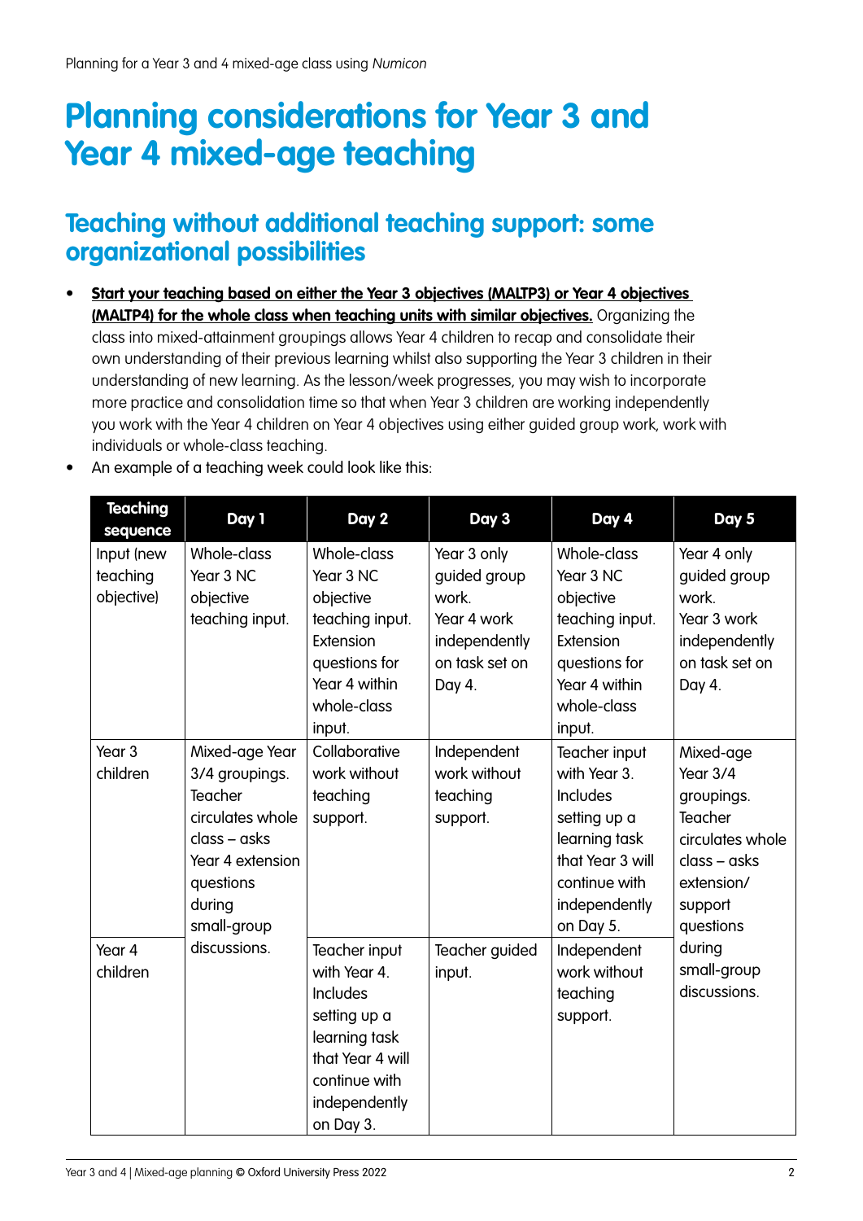# Planning considerations for Year 3 and Year 4 mixed-age teaching

## Teaching without additional teaching support: some organizational possibilities

- **Start your teaching based on either the Year 3 objectives (MALTP3) or Year 4 objectives (MALTP4) for the whole class when teaching units with similar objectives.** Organizing the class into mixed-attainment groupings allows Year 4 children to recap and consolidate their own understanding of their previous learning whilst also supporting the Year 3 children in their understanding of new learning. As the lesson/week progresses, you may wish to incorporate more practice and consolidation time so that when Year 3 children are working independently you work with the Year 4 children on Year 4 objectives using either guided group work, work with individuals or whole-class teaching.
- An example of a teaching week could look like this:

| Teaching sequence | Day 1 | Day 2 | Day 3 | Day 4 | Day 5 |
|---|---|---|---|---|---|
| Input (new teaching objective) | Whole-class Year 3 NC objective teaching input. | Whole-class Year 3 NC objective teaching input. Extension questions for Year 4 within whole-class input. | Year 3 only guided group work. Year 4 work independently on task set on Day 4. | Whole-class Year 3 NC objective teaching input. Extension questions for Year 4 within whole-class input. | Year 4 only guided group work. Year 3 work independently on task set on Day 4. |
| Year 3 children | Mixed-age Year 3/4 groupings. Teacher circulates whole class – asks Year 4 extension questions during small-group discussions. | Collaborative work without teaching support. | Independent work without teaching support. | Teacher input with Year 3. Includes setting up a learning task that Year 3 will continue with independently on Day 5. | Mixed-age Year 3/4 groupings. Teacher circulates whole class – asks extension/ support questions during small-group discussions. |
| Year 4 children | | Teacher input with Year 4. Includes setting up a learning task that Year 4 will continue with independently on Day 3. | Teacher guided input. | Independent work without teaching support. | |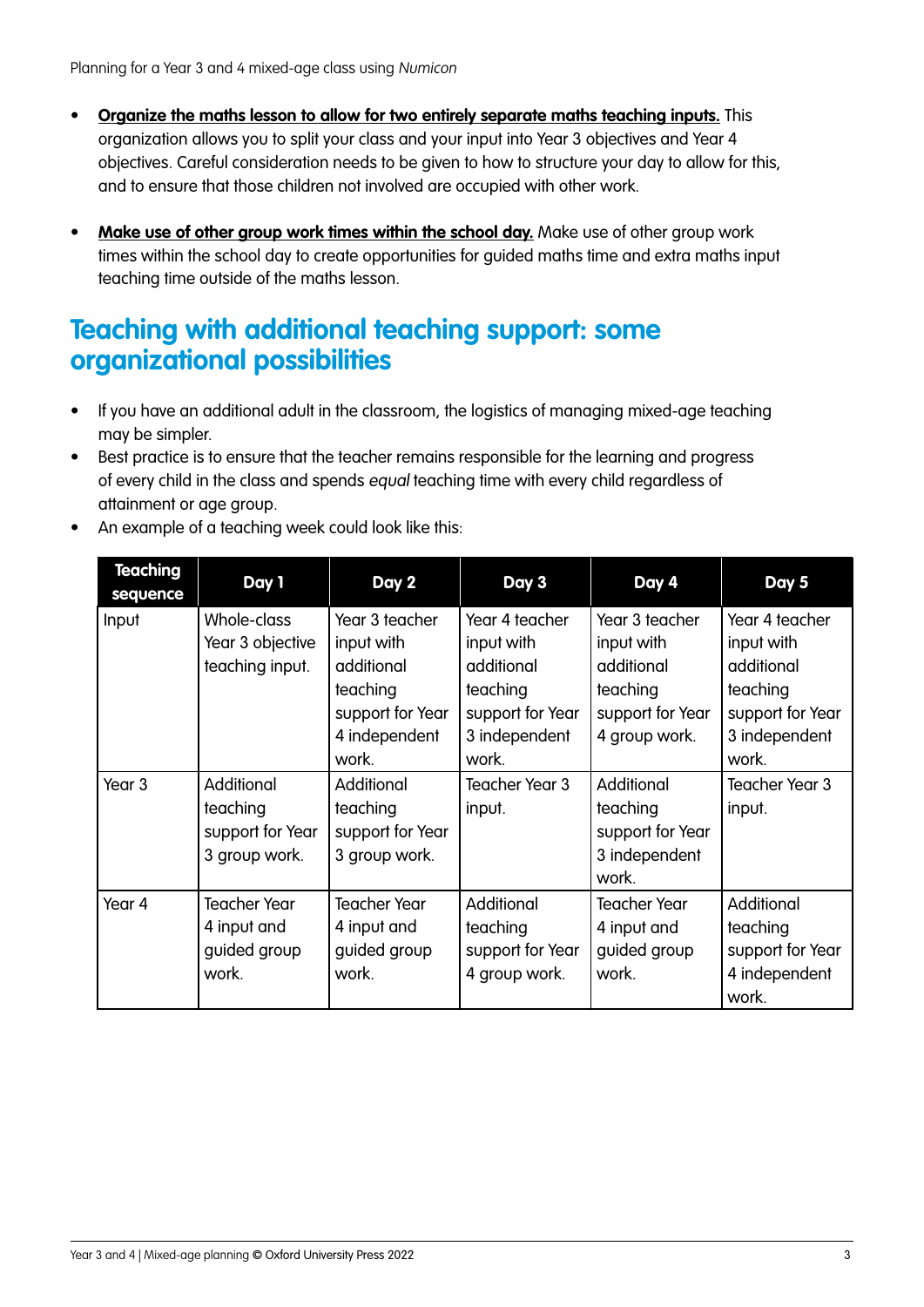- **Organize the maths lesson to allow for two entirely separate maths teaching inputs.** This organization allows you to split your class and your input into Year 3 objectives and Year 4 objectives. Careful consideration needs to be given to how to structure your day to allow for this, and to ensure that those children not involved are occupied with other work.

- **Make use of other group work times within the school day.** Make use of other group work times within the school day to create opportunities for guided maths time and extra maths input teaching time outside of the maths lesson.

## Teaching with additional teaching support: some organizational possibilities

- If you have an additional adult in the classroom, the logistics of managing mixed-age teaching may be simpler.
- Best practice is to ensure that the teacher remains responsible for the learning and progress of every child in the class and spends *equal* teaching time with every child regardless of attainment or age group.
- An example of a teaching week could look like this:

| Teaching sequence | Day 1 | Day 2 | Day 3 | Day 4 | Day 5 |
|---|---|---|---|---|---|
| Input | Whole-class Year 3 objective teaching input. | Year 3 teacher input with additional teaching support for Year 4 independent work. | Year 4 teacher input with additional teaching support for Year 3 independent work. | Year 3 teacher input with additional teaching support for Year 4 group work. | Year 4 teacher input with additional teaching support for Year 3 independent work. |
| Year 3 | Additional teaching support for Year 3 group work. | Additional teaching support for Year 3 group work. | Teacher Year 3 input. | Additional teaching support for Year 3 independent work. | Teacher Year 3 input. |
| Year 4 | Teacher Year 4 input and guided group work. | Teacher Year 4 input and guided group work. | Additional teaching support for Year 4 group work. | Teacher Year 4 input and guided group work. | Additional teaching support for Year 4 independent work. |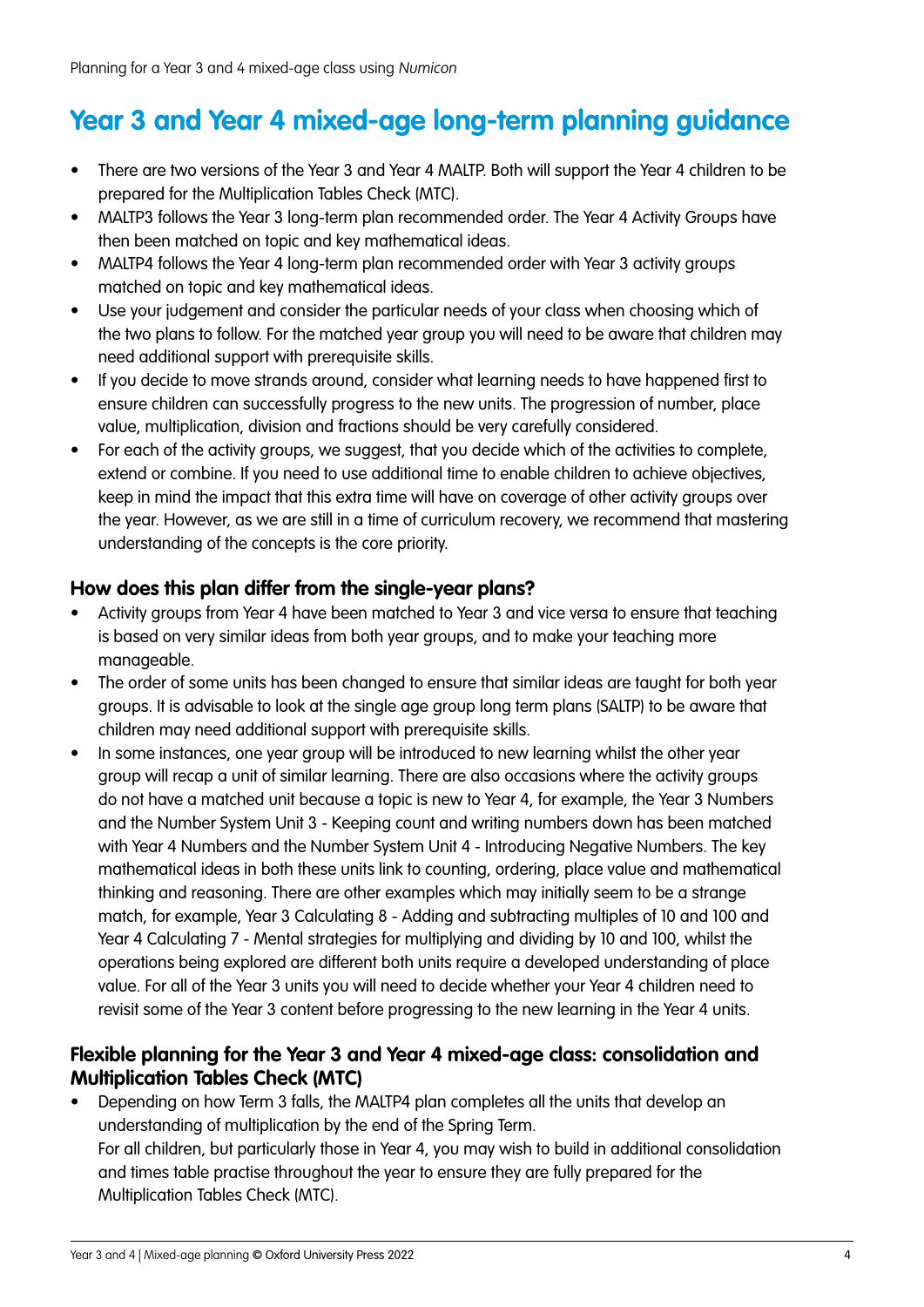# Year 3 and Year 4 mixed-age long-term planning guidance

- There are two versions of the Year 3 and Year 4 MALTP. Both will support the Year 4 children to be prepared for the Multiplication Tables Check (MTC).
- MALTP3 follows the Year 3 long-term plan recommended order. The Year 4 Activity Groups have then been matched on topic and key mathematical ideas.
- MALTP4 follows the Year 4 long-term plan recommended order with Year 3 activity groups matched on topic and key mathematical ideas.
- Use your judgement and consider the particular needs of your class when choosing which of the two plans to follow. For the matched year group you will need to be aware that children may need additional support with prerequisite skills.
- If you decide to move strands around, consider what learning needs to have happened first to ensure children can successfully progress to the new units. The progression of number, place value, multiplication, division and fractions should be very carefully considered.
- For each of the activity groups, we suggest, that you decide which of the activities to complete, extend or combine. If you need to use additional time to enable children to achieve objectives, keep in mind the impact that this extra time will have on coverage of other activity groups over the year. However, as we are still in a time of curriculum recovery, we recommend that mastering understanding of the concepts is the core priority.

### How does this plan differ from the single-year plans?

- Activity groups from Year 4 have been matched to Year 3 and vice versa to ensure that teaching is based on very similar ideas from both year groups, and to make your teaching more manageable.
- The order of some units has been changed to ensure that similar ideas are taught for both year groups. It is advisable to look at the single age group long term plans (SALTP) to be aware that children may need additional support with prerequisite skills.
- In some instances, one year group will be introduced to new learning whilst the other year group will recap a unit of similar learning. There are also occasions where the activity groups do not have a matched unit because a topic is new to Year 4, for example, the Year 3 Numbers and the Number System Unit 3 - Keeping count and writing numbers down has been matched with Year 4 Numbers and the Number System Unit 4 - Introducing Negative Numbers. The key mathematical ideas in both these units link to counting, ordering, place value and mathematical thinking and reasoning. There are other examples which may initially seem to be a strange match, for example, Year 3 Calculating 8 - Adding and subtracting multiples of 10 and 100 and Year 4 Calculating 7 - Mental strategies for multiplying and dividing by 10 and 100, whilst the operations being explored are different both units require a developed understanding of place value. For all of the Year 3 units you will need to decide whether your Year 4 children need to revisit some of the Year 3 content before progressing to the new learning in the Year 4 units.

### Flexible planning for the Year 3 and Year 4 mixed-age class: consolidation and Multiplication Tables Check (MTC)

- Depending on how Term 3 falls, the MALTP4 plan completes all the units that develop an understanding of multiplication by the end of the Spring Term.
  For all children, but particularly those in Year 4, you may wish to build in additional consolidation and times table practise throughout the year to ensure they are fully prepared for the Multiplication Tables Check (MTC).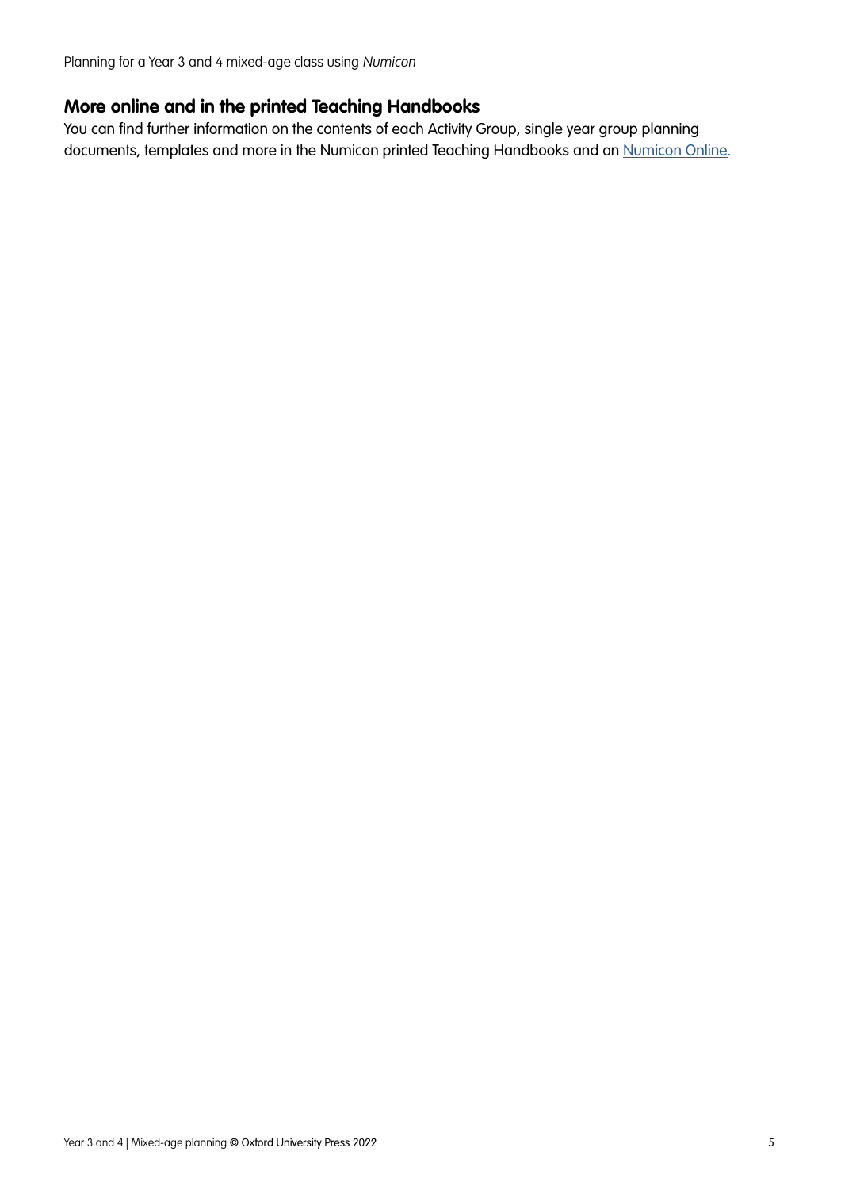## More online and in the printed Teaching Handbooks

You can find further information on the contents of each Activity Group, single year group planning documents, templates and more in the Numicon printed Teaching Handbooks and on [Numicon Online](Numicon Online).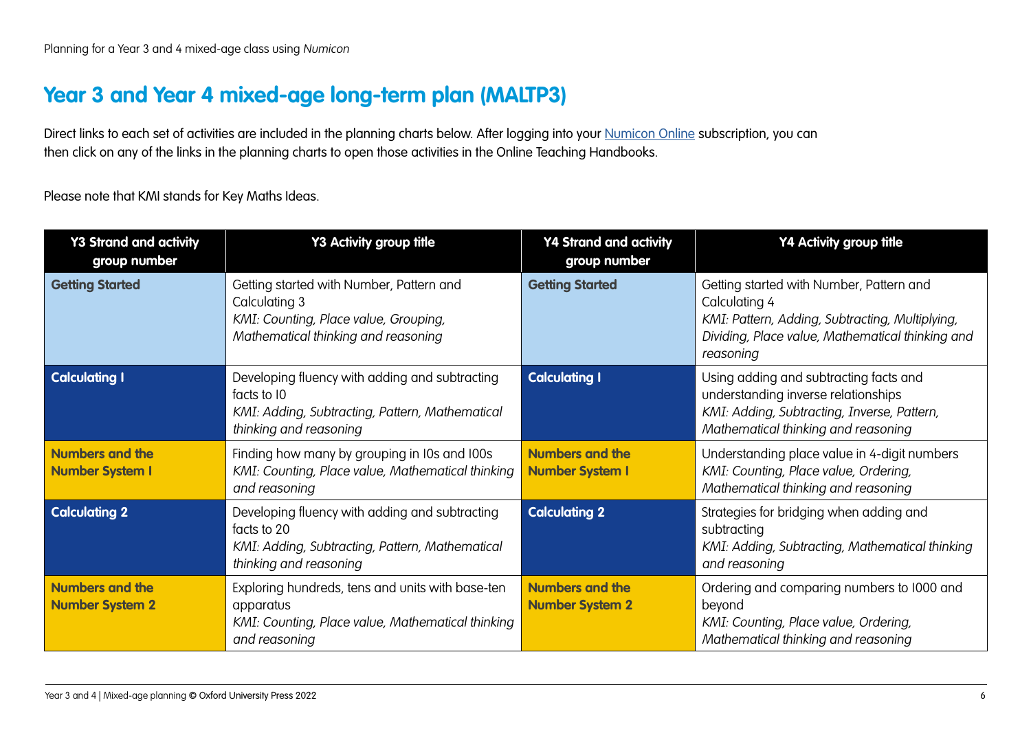## Year 3 and Year 4 mixed-age long-term plan (MALTP3)

Direct links to each set of activities are included in the planning charts below. After logging into your Numicon Online subscription, you can then click on any of the links in the planning charts to open those activities in the Online Teaching Handbooks.

Please note that KMI stands for Key Maths Ideas.

| Y3 Strand and activity group number | Y3 Activity group title | Y4 Strand and activity group number | Y4 Activity group title |
|---|---|---|---|
| **Getting Started** | Getting started with Number, Pattern and Calculating 3<br>*KMI: Counting, Place value, Grouping, Mathematical thinking and reasoning* | **Getting Started** | Getting started with Number, Pattern and Calculating 4<br>*KMI: Pattern, Adding, Subtracting, Multiplying, Dividing, Place value, Mathematical thinking and reasoning* |
| **Calculating 1** | Developing fluency with adding and subtracting facts to 10<br>*KMI: Adding, Subtracting, Pattern, Mathematical thinking and reasoning* | **Calculating 1** | Using adding and subtracting facts and understanding inverse relationships<br>*KMI: Adding, Subtracting, Inverse, Pattern, Mathematical thinking and reasoning* |
| **Numbers and the Number System 1** | Finding how many by grouping in 10s and 100s<br>*KMI: Counting, Place value, Mathematical thinking and reasoning* | **Numbers and the Number System 1** | Understanding place value in 4-digit numbers<br>*KMI: Counting, Place value, Ordering, Mathematical thinking and reasoning* |
| **Calculating 2** | Developing fluency with adding and subtracting facts to 20<br>*KMI: Adding, Subtracting, Pattern, Mathematical thinking and reasoning* | **Calculating 2** | Strategies for bridging when adding and subtracting<br>*KMI: Adding, Subtracting, Mathematical thinking and reasoning* |
| **Numbers and the Number System 2** | Exploring hundreds, tens and units with base-ten apparatus<br>*KMI: Counting, Place value, Mathematical thinking and reasoning* | **Numbers and the Number System 2** | Ordering and comparing numbers to 1000 and beyond<br>*KMI: Counting, Place value, Ordering, Mathematical thinking and reasoning* |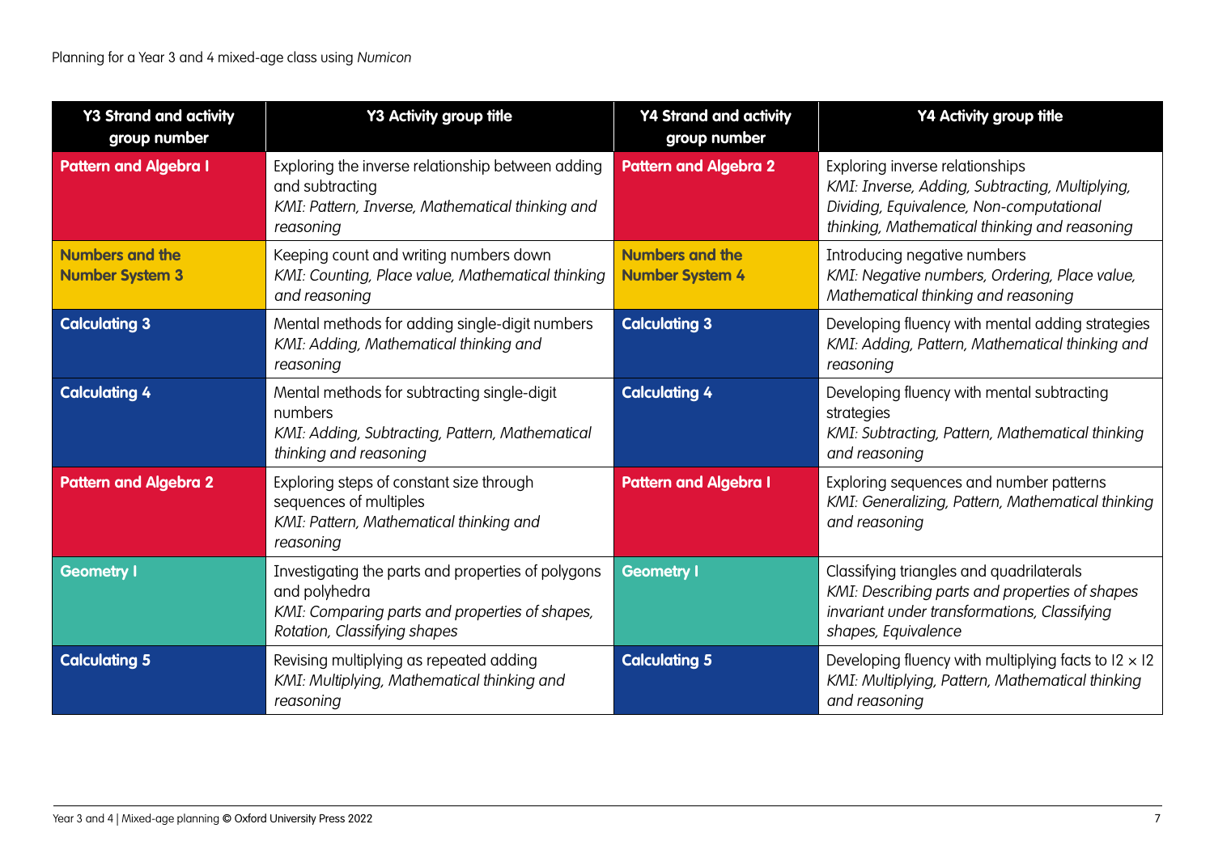| Y3 Strand and activity group number | Y3 Activity group title | Y4 Strand and activity group number | Y4 Activity group title |
|---|---|---|---|
| **Pattern and Algebra 1** | Exploring the inverse relationship between adding and subtracting *KMI: Pattern, Inverse, Mathematical thinking and reasoning* | **Pattern and Algebra 2** | Exploring inverse relationships *KMI: Inverse, Adding, Subtracting, Multiplying, Dividing, Equivalence, Non-computational thinking, Mathematical thinking and reasoning* |
| **Numbers and the Number System 3** | Keeping count and writing numbers down *KMI: Counting, Place value, Mathematical thinking and reasoning* | **Numbers and the Number System 4** | Introducing negative numbers *KMI: Negative numbers, Ordering, Place value, Mathematical thinking and reasoning* |
| **Calculating 3** | Mental methods for adding single-digit numbers *KMI: Adding, Mathematical thinking and reasoning* | **Calculating 3** | Developing fluency with mental adding strategies *KMI: Adding, Pattern, Mathematical thinking and reasoning* |
| **Calculating 4** | Mental methods for subtracting single-digit numbers *KMI: Adding, Subtracting, Pattern, Mathematical thinking and reasoning* | **Calculating 4** | Developing fluency with mental subtracting strategies *KMI: Subtracting, Pattern, Mathematical thinking and reasoning* |
| **Pattern and Algebra 2** | Exploring steps of constant size through sequences of multiples *KMI: Pattern, Mathematical thinking and reasoning* | **Pattern and Algebra 1** | Exploring sequences and number patterns *KMI: Generalizing, Pattern, Mathematical thinking and reasoning* |
| **Geometry 1** | Investigating the parts and properties of polygons and polyhedra *KMI: Comparing parts and properties of shapes, Rotation, Classifying shapes* | **Geometry 1** | Classifying triangles and quadrilaterals *KMI: Describing parts and properties of shapes invariant under transformations, Classifying shapes, Equivalence* |
| **Calculating 5** | Revising multiplying as repeated adding *KMI: Multiplying, Mathematical thinking and reasoning* | **Calculating 5** | Developing fluency with multiplying facts to $12 \times 12$ *KMI: Multiplying, Pattern, Mathematical thinking and reasoning* |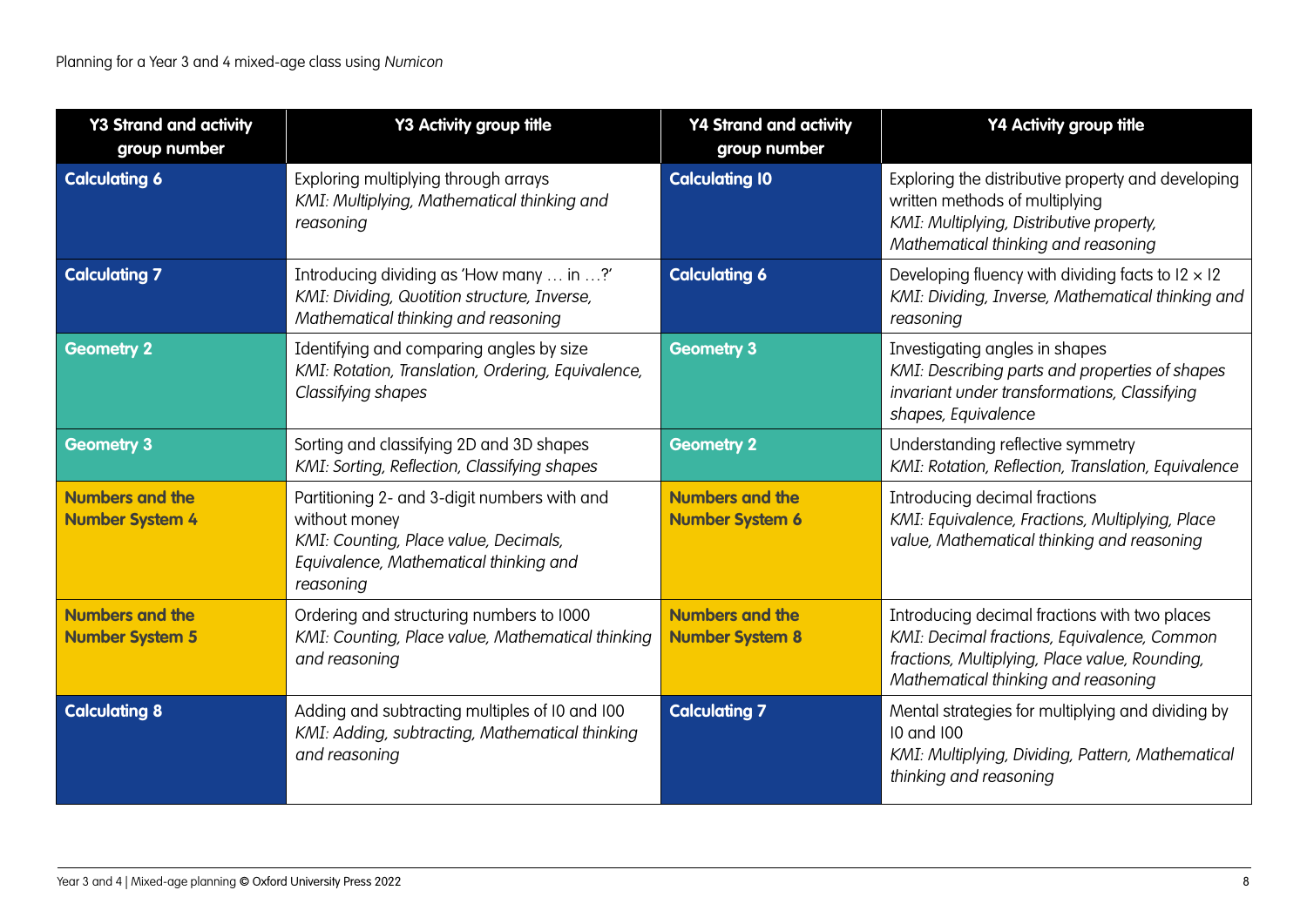Planning for a Year 3 and 4 mixed-age class using *Numicon*

| Y3 Strand and activity group number | Y3 Activity group title | Y4 Strand and activity group number | Y4 Activity group title |
|---|---|---|---|
| **Calculating 6** | Exploring multiplying through arrays<br>*KMI: Multiplying, Mathematical thinking and reasoning* | **Calculating 10** | Exploring the distributive property and developing written methods of multiplying<br>*KMI: Multiplying, Distributive property, Mathematical thinking and reasoning* |
| **Calculating 7** | Introducing dividing as 'How many … in …?'<br>*KMI: Dividing, Quotition structure, Inverse, Mathematical thinking and reasoning* | **Calculating 6** | Developing fluency with dividing facts to $12 \times 12$<br>*KMI: Dividing, Inverse, Mathematical thinking and reasoning* |
| **Geometry 2** | Identifying and comparing angles by size<br>*KMI: Rotation, Translation, Ordering, Equivalence, Classifying shapes* | **Geometry 3** | Investigating angles in shapes<br>*KMI: Describing parts and properties of shapes invariant under transformations, Classifying shapes, Equivalence* |
| **Geometry 3** | Sorting and classifying 2D and 3D shapes<br>*KMI: Sorting, Reflection, Classifying shapes* | **Geometry 2** | Understanding reflective symmetry<br>*KMI: Rotation, Reflection, Translation, Equivalence* |
| **Numbers and the Number System 4** | Partitioning 2- and 3-digit numbers with and without money<br>*KMI: Counting, Place value, Decimals, Equivalence, Mathematical thinking and reasoning* | **Numbers and the Number System 6** | Introducing decimal fractions<br>*KMI: Equivalence, Fractions, Multiplying, Place value, Mathematical thinking and reasoning* |
| **Numbers and the Number System 5** | Ordering and structuring numbers to 1000<br>*KMI: Counting, Place value, Mathematical thinking and reasoning* | **Numbers and the Number System 8** | Introducing decimal fractions with two places<br>*KMI: Decimal fractions, Equivalence, Common fractions, Multiplying, Place value, Rounding, Mathematical thinking and reasoning* |
| **Calculating 8** | Adding and subtracting multiples of 10 and 100<br>*KMI: Adding, subtracting, Mathematical thinking and reasoning* | **Calculating 7** | Mental strategies for multiplying and dividing by 10 and 100<br>*KMI: Multiplying, Dividing, Pattern, Mathematical thinking and reasoning* |

Year 3 and 4 | Mixed-age planning © Oxford University Press 2022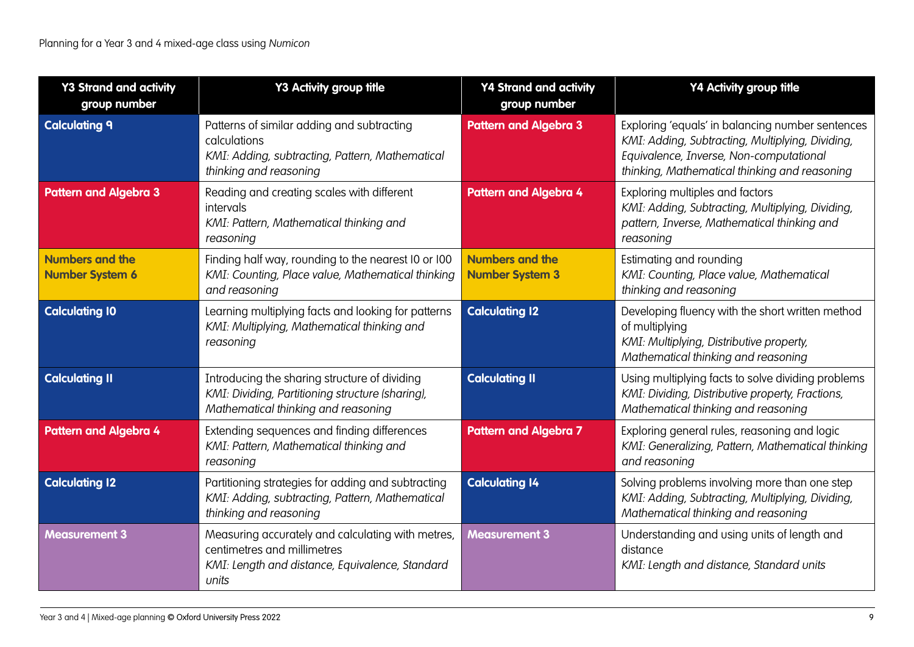| Y3 Strand and activity group number | Y3 Activity group title | Y4 Strand and activity group number | Y4 Activity group title |
|---|---|---|---|
| **Calculating 9** | Patterns of similar adding and subtracting calculations<br>*KMI: Adding, subtracting, Pattern, Mathematical thinking and reasoning* | **Pattern and Algebra 3** | Exploring 'equals' in balancing number sentences<br>*KMI: Adding, Subtracting, Multiplying, Dividing, Equivalence, Inverse, Non-computational thinking, Mathematical thinking and reasoning* |
| **Pattern and Algebra 3** | Reading and creating scales with different intervals<br>*KMI: Pattern, Mathematical thinking and reasoning* | **Pattern and Algebra 4** | Exploring multiples and factors<br>*KMI: Adding, Subtracting, Multiplying, Dividing, pattern, Inverse, Mathematical thinking and reasoning* |
| **Numbers and the Number System 6** | Finding half way, rounding to the nearest 10 or 100<br>*KMI: Counting, Place value, Mathematical thinking and reasoning* | **Numbers and the Number System 3** | Estimating and rounding<br>*KMI: Counting, Place value, Mathematical thinking and reasoning* |
| **Calculating 10** | Learning multiplying facts and looking for patterns<br>*KMI: Multiplying, Mathematical thinking and reasoning* | **Calculating 12** | Developing fluency with the short written method of multiplying<br>*KMI: Multiplying, Distributive property, Mathematical thinking and reasoning* |
| **Calculating 11** | Introducing the sharing structure of dividing<br>*KMI: Dividing, Partitioning structure (sharing), Mathematical thinking and reasoning* | **Calculating 11** | Using multiplying facts to solve dividing problems<br>*KMI: Dividing, Distributive property, Fractions, Mathematical thinking and reasoning* |
| **Pattern and Algebra 4** | Extending sequences and finding differences<br>*KMI: Pattern, Mathematical thinking and reasoning* | **Pattern and Algebra 7** | Exploring general rules, reasoning and logic<br>*KMI: Generalizing, Pattern, Mathematical thinking and reasoning* |
| **Calculating 12** | Partitioning strategies for adding and subtracting<br>*KMI: Adding, subtracting, Pattern, Mathematical thinking and reasoning* | **Calculating 14** | Solving problems involving more than one step<br>*KMI: Adding, Subtracting, Multiplying, Dividing, Mathematical thinking and reasoning* |
| **Measurement 3** | Measuring accurately and calculating with metres, centimetres and millimetres<br>*KMI: Length and distance, Equivalence, Standard units* | **Measurement 3** | Understanding and using units of length and distance<br>*KMI: Length and distance, Standard units* |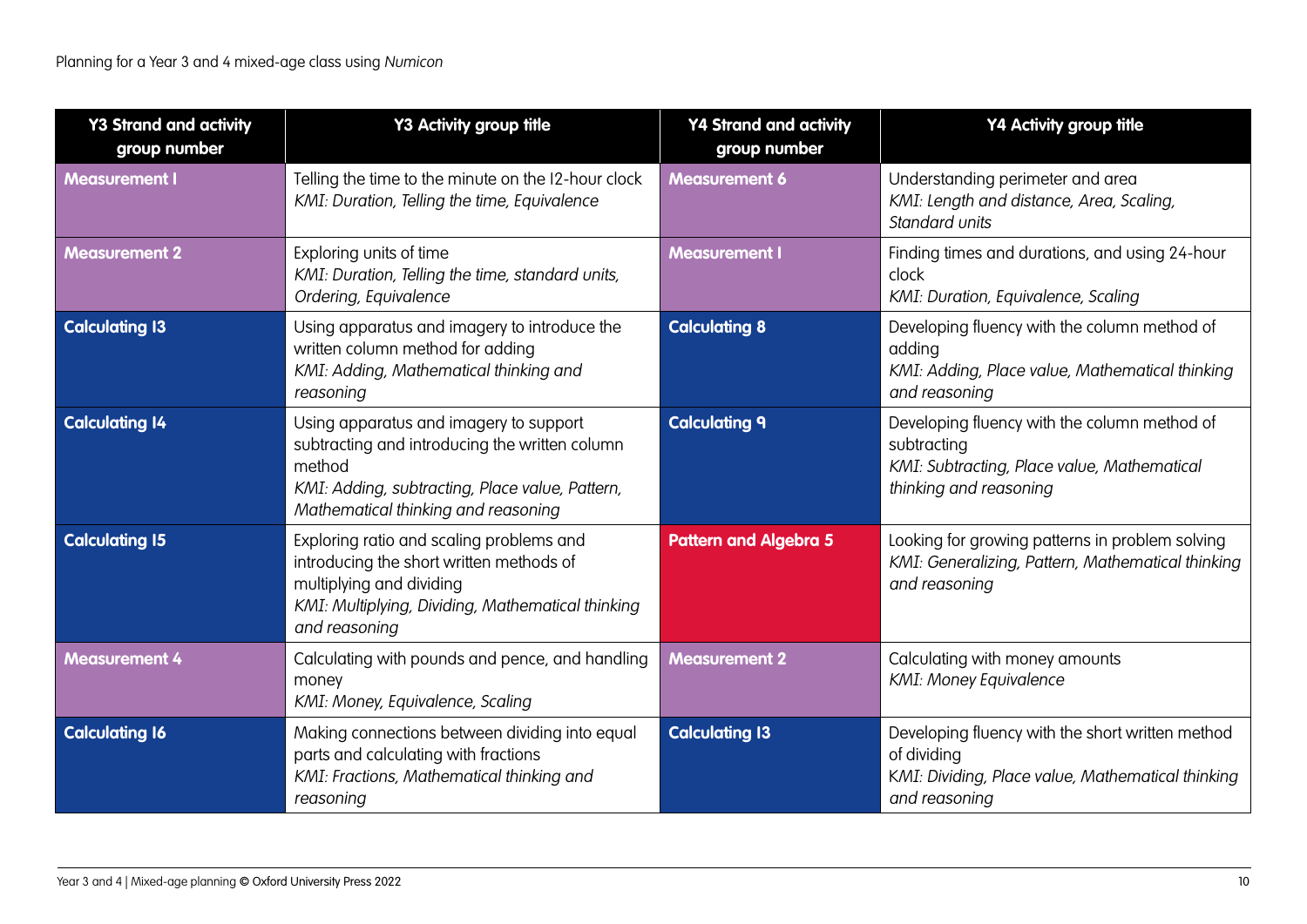Planning for a Year 3 and 4 mixed-age class using *Numicon*

| Y3 Strand and activity group number | Y3 Activity group title | Y4 Strand and activity group number | Y4 Activity group title |
|---|---|---|---|
| **Measurement 1** | Telling the time to the minute on the 12-hour clock<br>*KMI: Duration, Telling the time, Equivalence* | **Measurement 6** | Understanding perimeter and area<br>*KMI: Length and distance, Area, Scaling, Standard units* |
| **Measurement 2** | Exploring units of time<br>*KMI: Duration, Telling the time, standard units, Ordering, Equivalence* | **Measurement 1** | Finding times and durations, and using 24-hour clock<br>*KMI: Duration, Equivalence, Scaling* |
| **Calculating 13** | Using apparatus and imagery to introduce the written column method for adding<br>*KMI: Adding, Mathematical thinking and reasoning* | **Calculating 8** | Developing fluency with the column method of adding<br>*KMI: Adding, Place value, Mathematical thinking and reasoning* |
| **Calculating 14** | Using apparatus and imagery to support subtracting and introducing the written column method<br>*KMI: Adding, subtracting, Place value, Pattern, Mathematical thinking and reasoning* | **Calculating 9** | Developing fluency with the column method of subtracting<br>*KMI: Subtracting, Place value, Mathematical thinking and reasoning* |
| **Calculating 15** | Exploring ratio and scaling problems and introducing the short written methods of multiplying and dividing<br>*KMI: Multiplying, Dividing, Mathematical thinking and reasoning* | **Pattern and Algebra 5** | Looking for growing patterns in problem solving<br>*KMI: Generalizing, Pattern, Mathematical thinking and reasoning* |
| **Measurement 4** | Calculating with pounds and pence, and handling money<br>*KMI: Money, Equivalence, Scaling* | **Measurement 2** | Calculating with money amounts<br>*KMI: Money Equivalence* |
| **Calculating 16** | Making connections between dividing into equal parts and calculating with fractions<br>*KMI: Fractions, Mathematical thinking and reasoning* | **Calculating 13** | Developing fluency with the short written method of dividing<br>*KMI: Dividing, Place value, Mathematical thinking and reasoning* |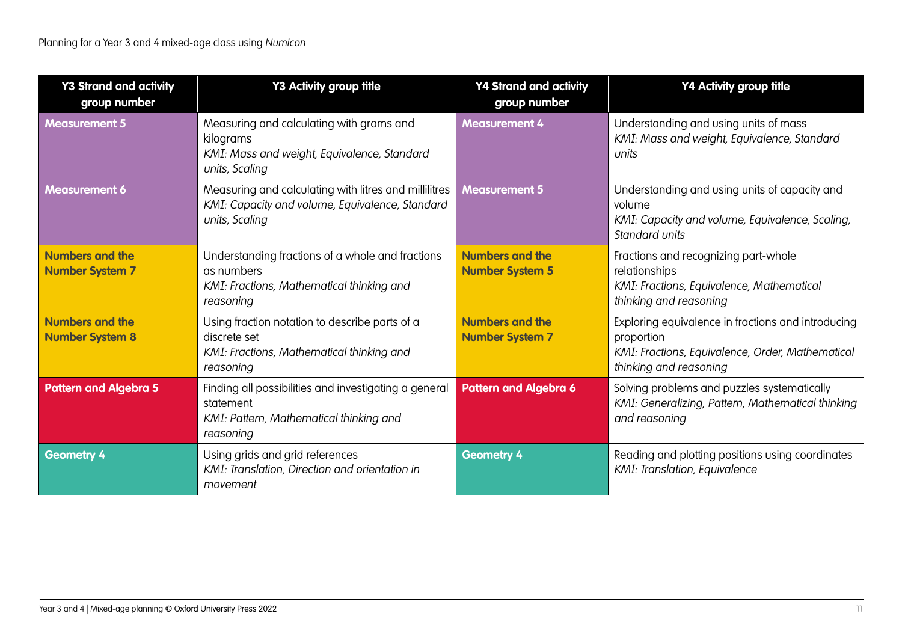Planning for a Year 3 and 4 mixed-age class using *Numicon*

| Y3 Strand and activity group number | Y3 Activity group title | Y4 Strand and activity group number | Y4 Activity group title |
|---|---|---|---|
| **Measurement 5** | Measuring and calculating with grams and kilograms<br>*KMI: Mass and weight, Equivalence, Standard units, Scaling* | **Measurement 4** | Understanding and using units of mass<br>*KMI: Mass and weight, Equivalence, Standard units* |
| **Measurement 6** | Measuring and calculating with litres and millilitres<br>*KMI: Capacity and volume, Equivalence, Standard units, Scaling* | **Measurement 5** | Understanding and using units of capacity and volume<br>*KMI: Capacity and volume, Equivalence, Scaling, Standard units* |
| **Numbers and the Number System 7** | Understanding fractions of a whole and fractions as numbers<br>*KMI: Fractions, Mathematical thinking and reasoning* | **Numbers and the Number System 5** | Fractions and recognizing part-whole relationships<br>*KMI: Fractions, Equivalence, Mathematical thinking and reasoning* |
| **Numbers and the Number System 8** | Using fraction notation to describe parts of a discrete set<br>*KMI: Fractions, Mathematical thinking and reasoning* | **Numbers and the Number System 7** | Exploring equivalence in fractions and introducing proportion<br>*KMI: Fractions, Equivalence, Order, Mathematical thinking and reasoning* |
| **Pattern and Algebra 5** | Finding all possibilities and investigating a general statement<br>*KMI: Pattern, Mathematical thinking and reasoning* | **Pattern and Algebra 6** | Solving problems and puzzles systematically<br>*KMI: Generalizing, Pattern, Mathematical thinking and reasoning* |
| **Geometry 4** | Using grids and grid references<br>*KMI: Translation, Direction and orientation in movement* | **Geometry 4** | Reading and plotting positions using coordinates<br>*KMI: Translation, Equivalence* |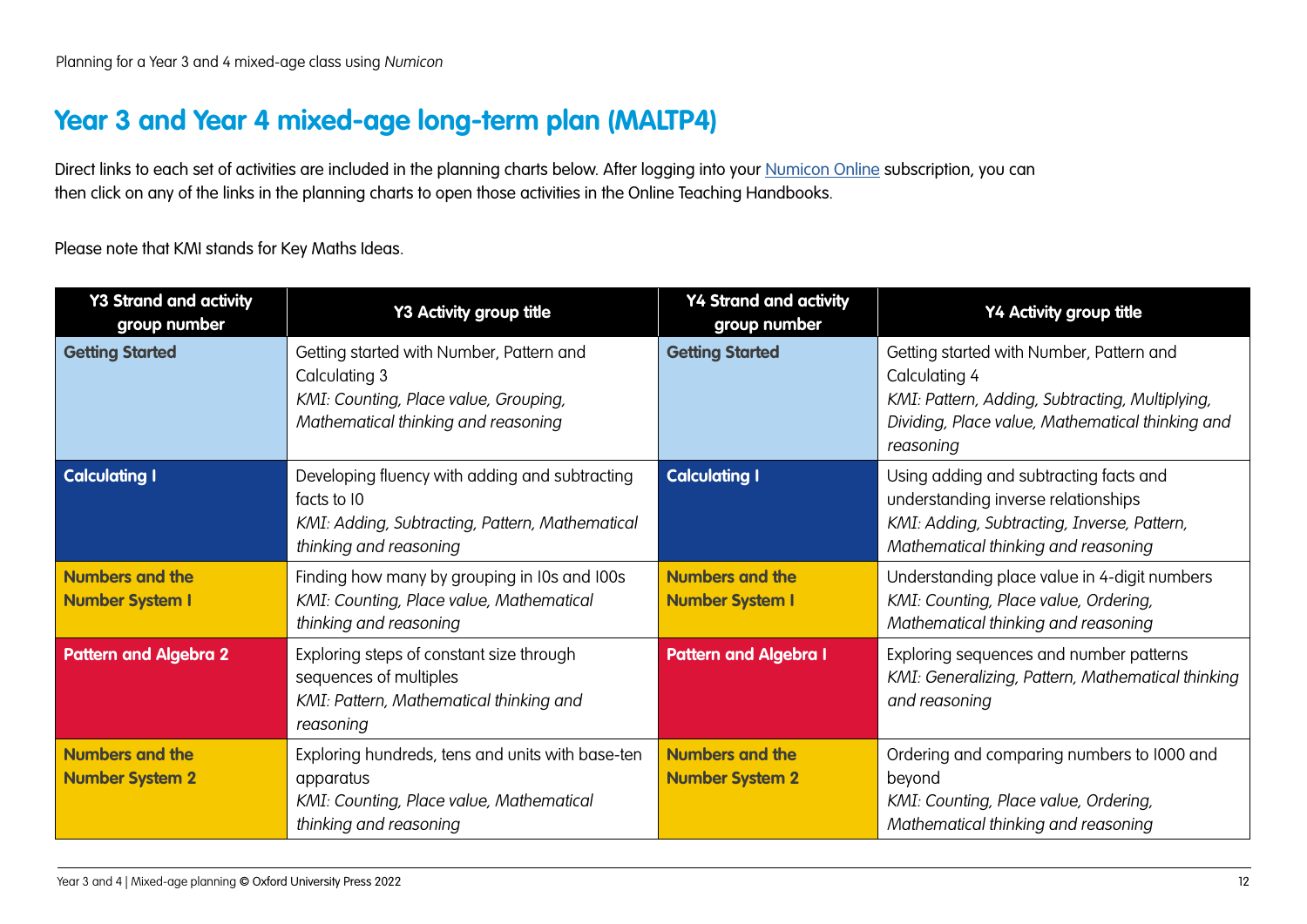## Year 3 and Year 4 mixed-age long-term plan (MALTP4)

Direct links to each set of activities are included in the planning charts below. After logging into your Numicon Online subscription, you can then click on any of the links in the planning charts to open those activities in the Online Teaching Handbooks.

Please note that KMI stands for Key Maths Ideas.

| Y3 Strand and activity group number | Y3 Activity group title | Y4 Strand and activity group number | Y4 Activity group title |
| --- | --- | --- | --- |
| **Getting Started** | Getting started with Number, Pattern and Calculating 3<br>*KMI: Counting, Place value, Grouping, Mathematical thinking and reasoning* | **Getting Started** | Getting started with Number, Pattern and Calculating 4<br>*KMI: Pattern, Adding, Subtracting, Multiplying, Dividing, Place value, Mathematical thinking and reasoning* |
| **Calculating 1** | Developing fluency with adding and subtracting facts to 10<br>*KMI: Adding, Subtracting, Pattern, Mathematical thinking and reasoning* | **Calculating 1** | Using adding and subtracting facts and understanding inverse relationships<br>*KMI: Adding, Subtracting, Inverse, Pattern, Mathematical thinking and reasoning* |
| **Numbers and the Number System 1** | Finding how many by grouping in 10s and 100s<br>*KMI: Counting, Place value, Mathematical thinking and reasoning* | **Numbers and the Number System 1** | Understanding place value in 4-digit numbers<br>*KMI: Counting, Place value, Ordering, Mathematical thinking and reasoning* |
| **Pattern and Algebra 2** | Exploring steps of constant size through sequences of multiples<br>*KMI: Pattern, Mathematical thinking and reasoning* | **Pattern and Algebra 1** | Exploring sequences and number patterns<br>*KMI: Generalizing, Pattern, Mathematical thinking and reasoning* |
| **Numbers and the Number System 2** | Exploring hundreds, tens and units with base-ten apparatus<br>*KMI: Counting, Place value, Mathematical thinking and reasoning* | **Numbers and the Number System 2** | Ordering and comparing numbers to 1000 and beyond<br>*KMI: Counting, Place value, Ordering, Mathematical thinking and reasoning* |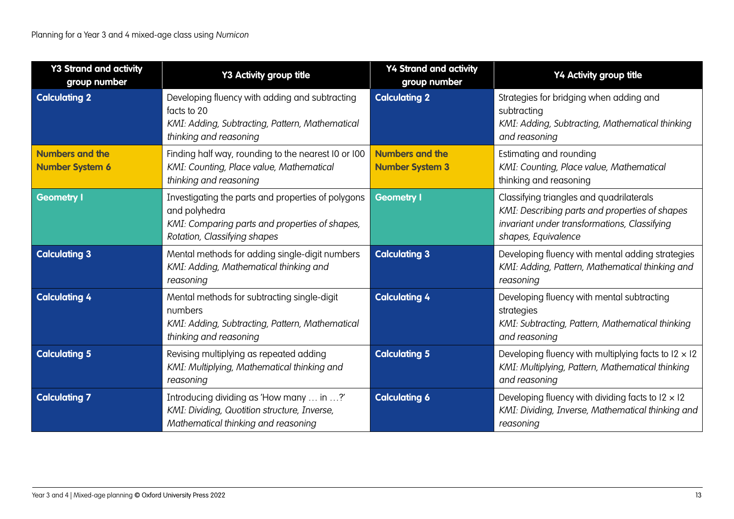Planning for a Year 3 and 4 mixed-age class using *Numicon*

| Y3 Strand and activity group number | Y3 Activity group title | Y4 Strand and activity group number | Y4 Activity group title |
|---|---|---|---|
| **Calculating 2** | Developing fluency with adding and subtracting facts to 20<br>*KMI: Adding, Subtracting, Pattern, Mathematical thinking and reasoning* | **Calculating 2** | Strategies for bridging when adding and subtracting<br>*KMI: Adding, Subtracting, Mathematical thinking and reasoning* |
| **Numbers and the Number System 6** | Finding half way, rounding to the nearest 10 or 100<br>*KMI: Counting, Place value, Mathematical thinking and reasoning* | **Numbers and the Number System 3** | Estimating and rounding<br>*KMI: Counting, Place value, Mathematical* thinking and reasoning |
| **Geometry 1** | Investigating the parts and properties of polygons and polyhedra<br>*KMI: Comparing parts and properties of shapes, Rotation, Classifying shapes* | **Geometry 1** | Classifying triangles and quadrilaterals<br>*KMI: Describing parts and properties of shapes invariant under transformations, Classifying shapes, Equivalence* |
| **Calculating 3** | Mental methods for adding single-digit numbers<br>*KMI: Adding, Mathematical thinking and reasoning* | **Calculating 3** | Developing fluency with mental adding strategies<br>*KMI: Adding, Pattern, Mathematical thinking and reasoning* |
| **Calculating 4** | Mental methods for subtracting single-digit numbers<br>*KMI: Adding, Subtracting, Pattern, Mathematical thinking and reasoning* | **Calculating 4** | Developing fluency with mental subtracting strategies<br>*KMI: Subtracting, Pattern, Mathematical thinking and reasoning* |
| **Calculating 5** | Revising multiplying as repeated adding<br>*KMI: Multiplying, Mathematical thinking and reasoning* | **Calculating 5** | Developing fluency with multiplying facts to $12 \times 12$<br>*KMI: Multiplying, Pattern, Mathematical thinking and reasoning* |
| **Calculating 7** | Introducing dividing as 'How many … in …?'<br>*KMI: Dividing, Quotition structure, Inverse, Mathematical thinking and reasoning* | **Calculating 6** | Developing fluency with dividing facts to $12 \times 12$<br>*KMI: Dividing, Inverse, Mathematical thinking and reasoning* |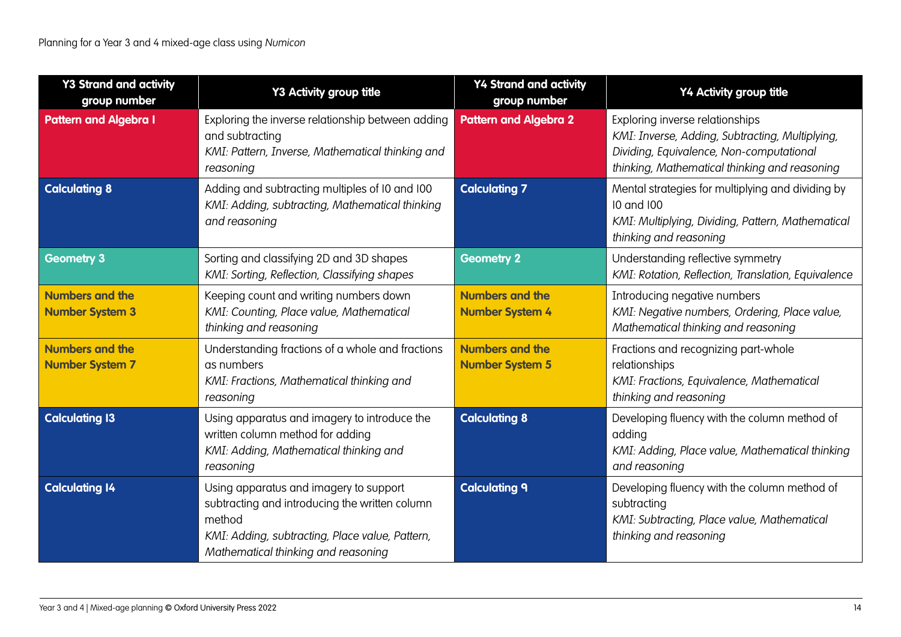| Y3 Strand and activity group number | Y3 Activity group title | Y4 Strand and activity group number | Y4 Activity group title |
| --- | --- | --- | --- |
| **Pattern and Algebra 1** | Exploring the inverse relationship between adding and subtracting *KMI: Pattern, Inverse, Mathematical thinking and reasoning* | **Pattern and Algebra 2** | Exploring inverse relationships *KMI: Inverse, Adding, Subtracting, Multiplying, Dividing, Equivalence, Non-computational thinking, Mathematical thinking and reasoning* |
| **Calculating 8** | Adding and subtracting multiples of 10 and 100 *KMI: Adding, subtracting, Mathematical thinking and reasoning* | **Calculating 7** | Mental strategies for multiplying and dividing by 10 and 100 *KMI: Multiplying, Dividing, Pattern, Mathematical thinking and reasoning* |
| **Geometry 3** | Sorting and classifying 2D and 3D shapes *KMI: Sorting, Reflection, Classifying shapes* | **Geometry 2** | Understanding reflective symmetry *KMI: Rotation, Reflection, Translation, Equivalence* |
| **Numbers and the Number System 3** | Keeping count and writing numbers down *KMI: Counting, Place value, Mathematical thinking and reasoning* | **Numbers and the Number System 4** | Introducing negative numbers *KMI: Negative numbers, Ordering, Place value, Mathematical thinking and reasoning* |
| **Numbers and the Number System 7** | Understanding fractions of a whole and fractions as numbers *KMI: Fractions, Mathematical thinking and reasoning* | **Numbers and the Number System 5** | Fractions and recognizing part-whole relationships *KMI: Fractions, Equivalence, Mathematical thinking and reasoning* |
| **Calculating 13** | Using apparatus and imagery to introduce the written column method for adding *KMI: Adding, Mathematical thinking and reasoning* | **Calculating 8** | Developing fluency with the column method of adding *KMI: Adding, Place value, Mathematical thinking and reasoning* |
| **Calculating 14** | Using apparatus and imagery to support subtracting and introducing the written column method *KMI: Adding, subtracting, Place value, Pattern, Mathematical thinking and reasoning* | **Calculating 9** | Developing fluency with the column method of subtracting *KMI: Subtracting, Place value, Mathematical thinking and reasoning* |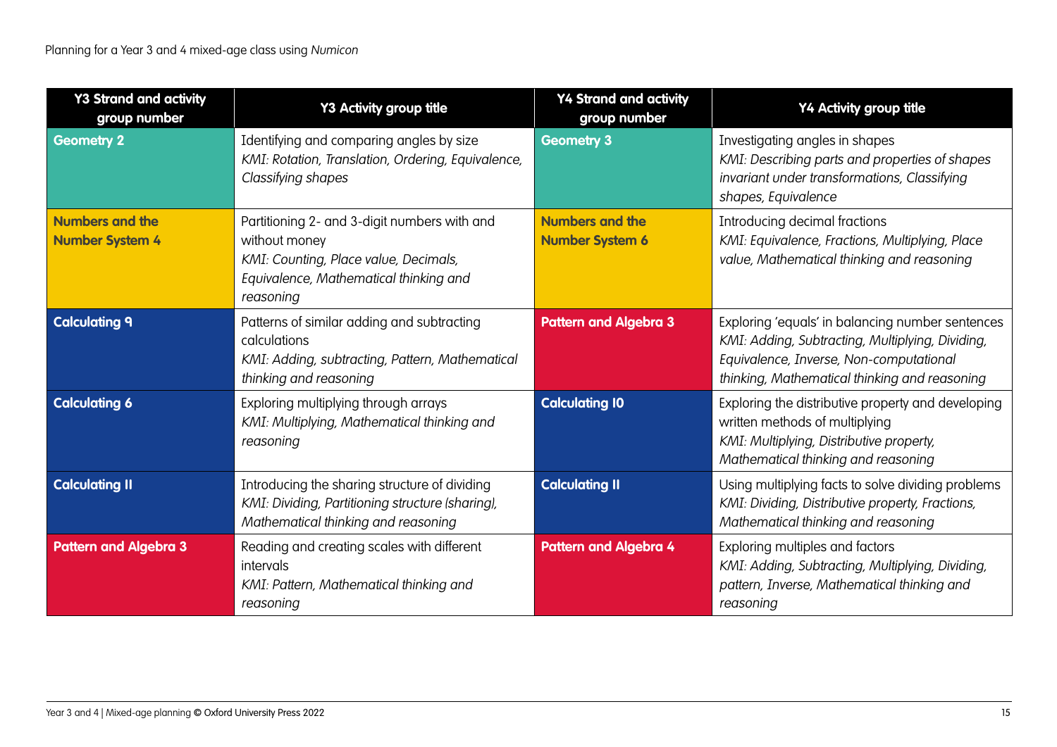| Y3 Strand and activity group number | Y3 Activity group title | Y4 Strand and activity group number | Y4 Activity group title |
|---|---|---|---|
| **Geometry 2** | Identifying and comparing angles by size<br>*KMI: Rotation, Translation, Ordering, Equivalence, Classifying shapes* | **Geometry 3** | Investigating angles in shapes<br>*KMI: Describing parts and properties of shapes invariant under transformations, Classifying shapes, Equivalence* |
| **Numbers and the Number System 4** | Partitioning 2- and 3-digit numbers with and without money<br>*KMI: Counting, Place value, Decimals, Equivalence, Mathematical thinking and reasoning* | **Numbers and the Number System 6** | Introducing decimal fractions<br>*KMI: Equivalence, Fractions, Multiplying, Place value, Mathematical thinking and reasoning* |
| **Calculating 9** | Patterns of similar adding and subtracting calculations<br>*KMI: Adding, subtracting, Pattern, Mathematical thinking and reasoning* | **Pattern and Algebra 3** | Exploring 'equals' in balancing number sentences<br>*KMI: Adding, Subtracting, Multiplying, Dividing, Equivalence, Inverse, Non-computational thinking, Mathematical thinking and reasoning* |
| **Calculating 6** | Exploring multiplying through arrays<br>*KMI: Multiplying, Mathematical thinking and reasoning* | **Calculating 10** | Exploring the distributive property and developing written methods of multiplying<br>*KMI: Multiplying, Distributive property, Mathematical thinking and reasoning* |
| **Calculating 11** | Introducing the sharing structure of dividing<br>*KMI: Dividing, Partitioning structure (sharing), Mathematical thinking and reasoning* | **Calculating 11** | Using multiplying facts to solve dividing problems<br>*KMI: Dividing, Distributive property, Fractions, Mathematical thinking and reasoning* |
| **Pattern and Algebra 3** | Reading and creating scales with different intervals<br>*KMI: Pattern, Mathematical thinking and reasoning* | **Pattern and Algebra 4** | Exploring multiples and factors<br>*KMI: Adding, Subtracting, Multiplying, Dividing, pattern, Inverse, Mathematical thinking and reasoning* |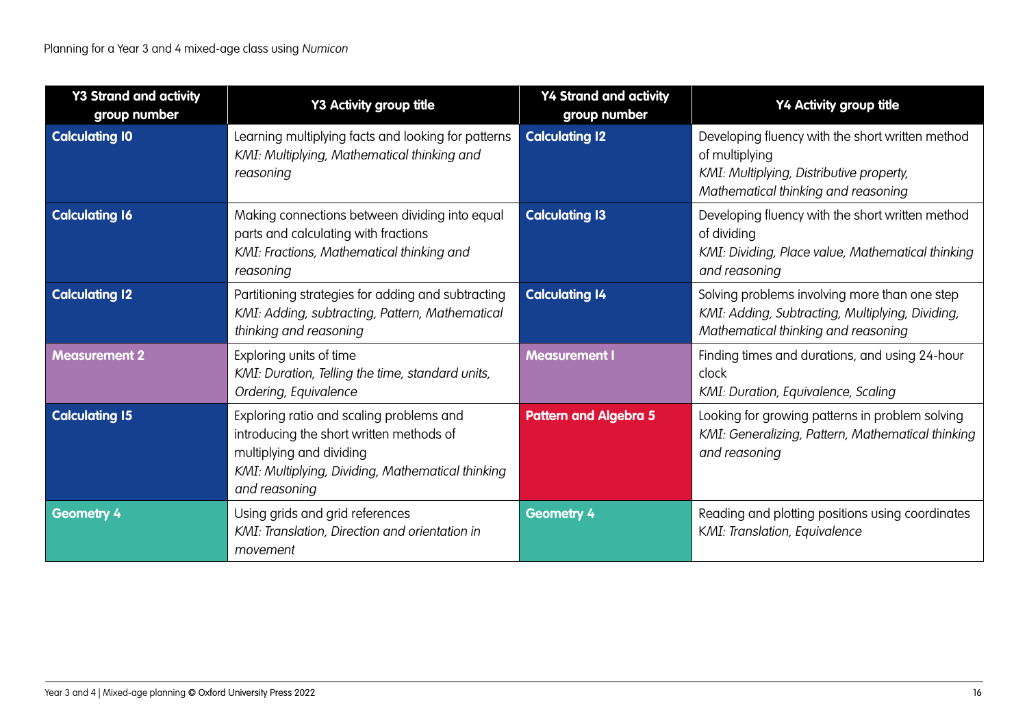| Y3 Strand and activity group number | Y3 Activity group title | Y4 Strand and activity group number | Y4 Activity group title |
|---|---|---|---|
| **Calculating 10** | Learning multiplying facts and looking for patterns *KMI: Multiplying, Mathematical thinking and reasoning* | **Calculating 12** | Developing fluency with the short written method of multiplying *KMI: Multiplying, Distributive property, Mathematical thinking and reasoning* |
| **Calculating 16** | Making connections between dividing into equal parts and calculating with fractions *KMI: Fractions, Mathematical thinking and reasoning* | **Calculating 13** | Developing fluency with the short written method of dividing *KMI: Dividing, Place value, Mathematical thinking and reasoning* |
| **Calculating 12** | Partitioning strategies for adding and subtracting *KMI: Adding, subtracting, Pattern, Mathematical thinking and reasoning* | **Calculating 14** | Solving problems involving more than one step *KMI: Adding, Subtracting, Multiplying, Dividing, Mathematical thinking and reasoning* |
| **Measurement 2** | Exploring units of time *KMI: Duration, Telling the time, standard units, Ordering, Equivalence* | **Measurement 1** | Finding times and durations, and using 24-hour clock *KMI: Duration, Equivalence, Scaling* |
| **Calculating 15** | Exploring ratio and scaling problems and introducing the short written methods of multiplying and dividing *KMI: Multiplying, Dividing, Mathematical thinking and reasoning* | **Pattern and Algebra 5** | Looking for growing patterns in problem solving *KMI: Generalizing, Pattern, Mathematical thinking and reasoning* |
| **Geometry 4** | Using grids and grid references *KMI: Translation, Direction and orientation in movement* | **Geometry 4** | Reading and plotting positions using coordinates *KMI: Translation, Equivalence* |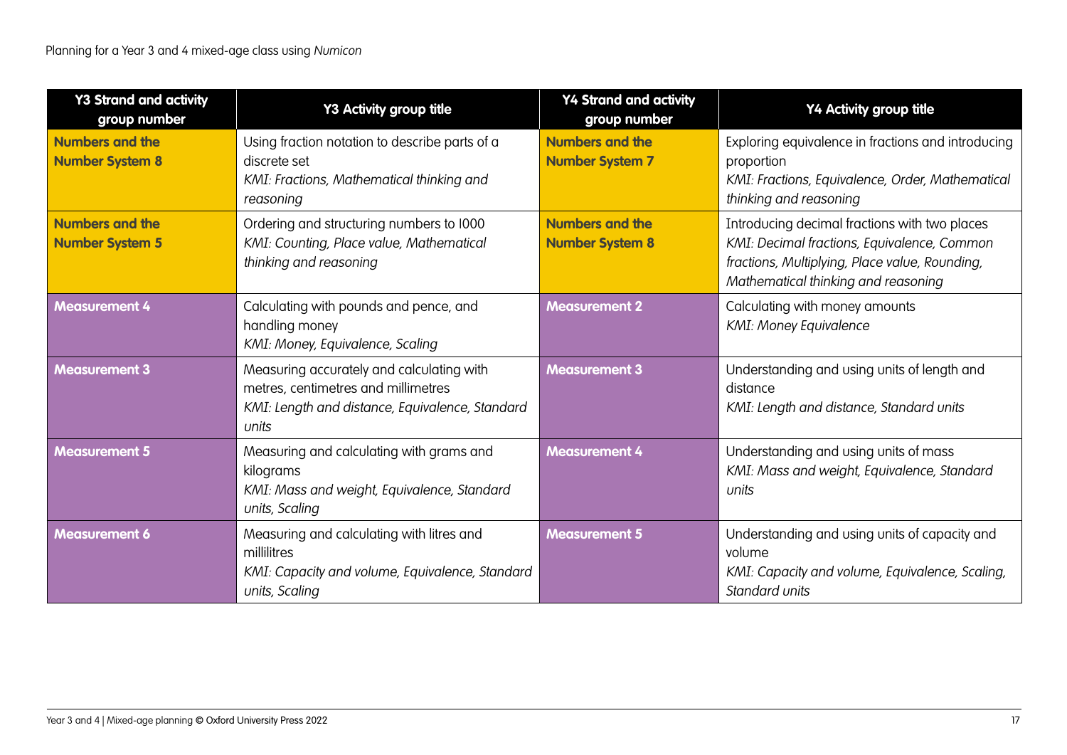| Y3 Strand and activity group number | Y3 Activity group title | Y4 Strand and activity group number | Y4 Activity group title |
|---|---|---|---|
| **Numbers and the Number System 8** | Using fraction notation to describe parts of a discrete set<br>*KMI: Fractions, Mathematical thinking and reasoning* | **Numbers and the Number System 7** | Exploring equivalence in fractions and introducing proportion<br>*KMI: Fractions, Equivalence, Order, Mathematical thinking and reasoning* |
| **Numbers and the Number System 5** | Ordering and structuring numbers to 1000<br>*KMI: Counting, Place value, Mathematical thinking and reasoning* | **Numbers and the Number System 8** | Introducing decimal fractions with two places<br>*KMI: Decimal fractions, Equivalence, Common fractions, Multiplying, Place value, Rounding, Mathematical thinking and reasoning* |
| **Measurement 4** | Calculating with pounds and pence, and handling money<br>*KMI: Money, Equivalence, Scaling* | **Measurement 2** | Calculating with money amounts<br>*KMI: Money Equivalence* |
| **Measurement 3** | Measuring accurately and calculating with metres, centimetres and millimetres<br>*KMI: Length and distance, Equivalence, Standard units* | **Measurement 3** | Understanding and using units of length and distance<br>*KMI: Length and distance, Standard units* |
| **Measurement 5** | Measuring and calculating with grams and kilograms<br>*KMI: Mass and weight, Equivalence, Standard units, Scaling* | **Measurement 4** | Understanding and using units of mass<br>*KMI: Mass and weight, Equivalence, Standard units* |
| **Measurement 6** | Measuring and calculating with litres and millilitres<br>*KMI: Capacity and volume, Equivalence, Standard units, Scaling* | **Measurement 5** | Understanding and using units of capacity and volume<br>*KMI: Capacity and volume, Equivalence, Scaling, Standard units* |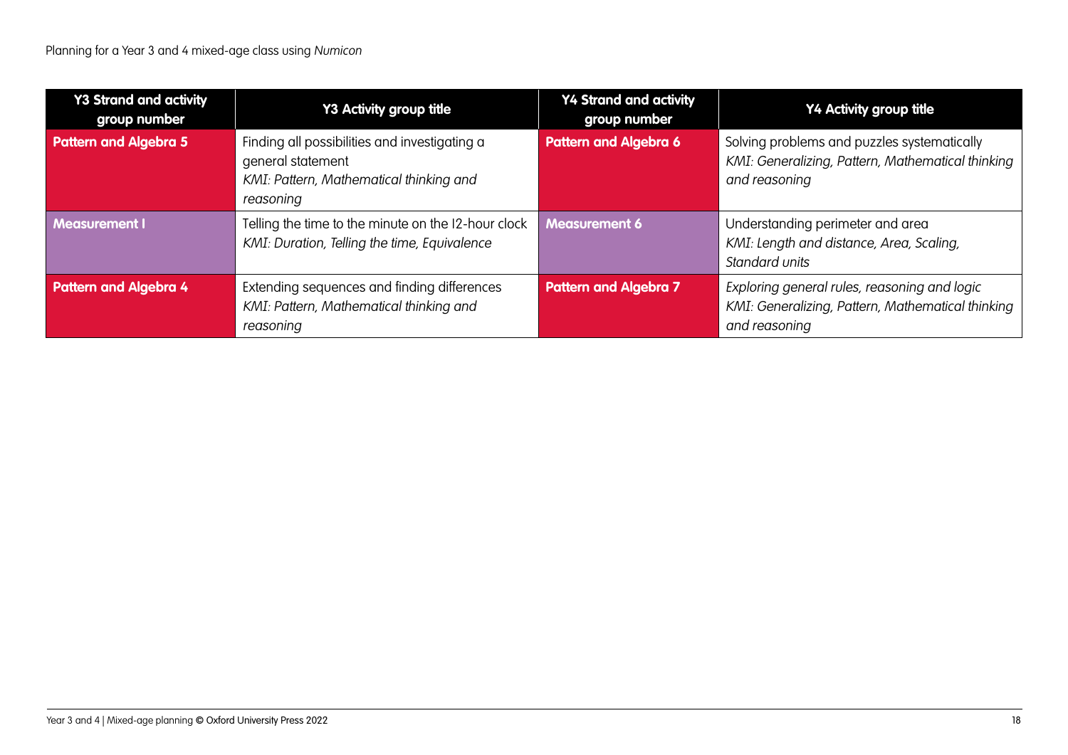| Y3 Strand and activity group number | Y3 Activity group title | Y4 Strand and activity group number | Y4 Activity group title |
|---|---|---|---|
| **Pattern and Algebra 5** | Finding all possibilities and investigating a general statement<br>*KMI: Pattern, Mathematical thinking and reasoning* | **Pattern and Algebra 6** | Solving problems and puzzles systematically<br>*KMI: Generalizing, Pattern, Mathematical thinking and reasoning* |
| **Measurement 1** | Telling the time to the minute on the 12-hour clock<br>*KMI: Duration, Telling the time, Equivalence* | **Measurement 6** | Understanding perimeter and area<br>*KMI: Length and distance, Area, Scaling, Standard units* |
| **Pattern and Algebra 4** | Extending sequences and finding differences<br>*KMI: Pattern, Mathematical thinking and reasoning* | **Pattern and Algebra 7** | *Exploring general rules, reasoning and logic*<br>*KMI: Generalizing, Pattern, Mathematical thinking and reasoning* |